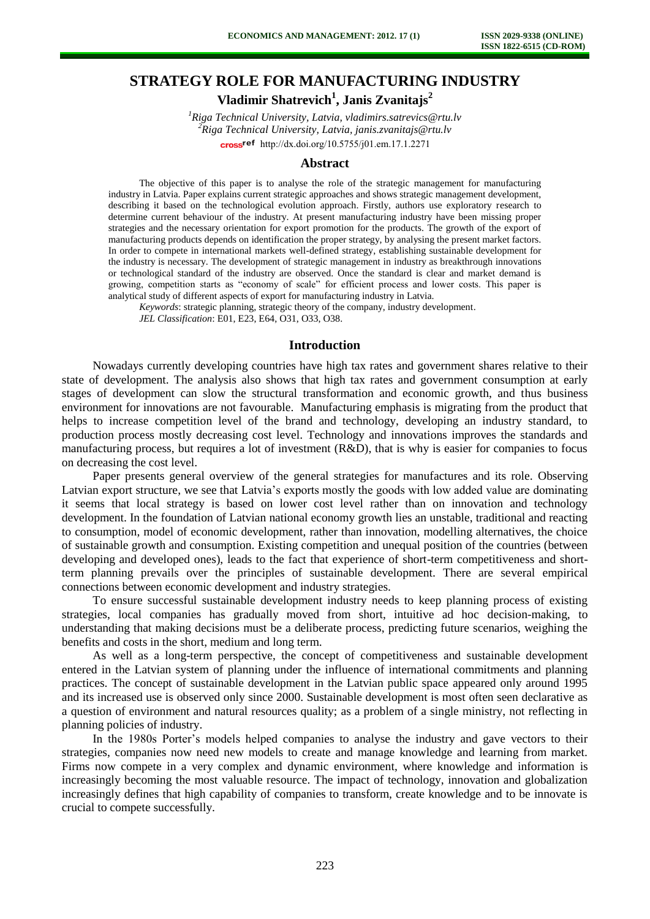# STRATEGY ROLE FOR MANUFACTURING INDUSTRY

**Vladimir Shatrevich[1], Janis Zvanitajs[2]**

*[1]Riga Technical University, Latvia, vladimirs.satrevics@rtu.lv*
*[2]Riga Technical University, Latvia, janis.zvanitajs@rtu.lv*
http://dx.doi.org/10.5755/j01.em.17.1.2271

## Abstract

The objective of this paper is to analyse the role of the strategic management for manufacturing industry in Latvia. Paper explains current strategic approaches and shows strategic management development, describing it based on the technological evolution approach. Firstly, authors use exploratory research to determine current behaviour of the industry. At present manufacturing industry have been missing proper strategies and the necessary orientation for export promotion for the products. The growth of the export of manufacturing products depends on identification the proper strategy, by analysing the present market factors. In order to compete in international markets well-defined strategy, establishing sustainable development for the industry is necessary. The development of strategic management in industry as breakthrough innovations or technological standard of the industry are observed. Once the standard is clear and market demand is growing, competition starts as "economy of scale" for efficient process and lower costs. This paper is analytical study of different aspects of export for manufacturing industry in Latvia.

*Keywords*: strategic planning, strategic theory of the company, industry development.

*JEL Classification*: E01, E23, E64, O31, O33, O38.

## Introduction

Nowadays currently developing countries have high tax rates and government shares relative to their state of development. The analysis also shows that high tax rates and government consumption at early stages of development can slow the structural transformation and economic growth, and thus business environment for innovations are not favourable. Manufacturing emphasis is migrating from the product that helps to increase competition level of the brand and technology, developing an industry standard, to production process mostly decreasing cost level. Technology and innovations improves the standards and manufacturing process, but requires a lot of investment (R&D), that is why is easier for companies to focus on decreasing the cost level.

Paper presents general overview of the general strategies for manufactures and its role. Observing Latvian export structure, we see that Latvia's exports mostly the goods with low added value are dominating it seems that local strategy is based on lower cost level rather than on innovation and technology development. In the foundation of Latvian national economy growth lies an unstable, traditional and reacting to consumption, model of economic development, rather than innovation, modelling alternatives, the choice of sustainable growth and consumption. Existing competition and unequal position of the countries (between developing and developed ones), leads to the fact that experience of short-term competitiveness and short-term planning prevails over the principles of sustainable development. There are several empirical connections between economic development and industry strategies.

To ensure successful sustainable development industry needs to keep planning process of existing strategies, local companies has gradually moved from short, intuitive ad hoc decision-making, to understanding that making decisions must be a deliberate process, predicting future scenarios, weighing the benefits and costs in the short, medium and long term.

As well as a long-term perspective, the concept of competitiveness and sustainable development entered in the Latvian system of planning under the influence of international commitments and planning practices. The concept of sustainable development in the Latvian public space appeared only around 1995 and its increased use is observed only since 2000. Sustainable development is most often seen declarative as a question of environment and natural resources quality; as a problem of a single ministry, not reflecting in planning policies of industry.

In the 1980s Porter's models helped companies to analyse the industry and gave vectors to their strategies, companies now need new models to create and manage knowledge and learning from market. Firms now compete in a very complex and dynamic environment, where knowledge and information is increasingly becoming the most valuable resource. The impact of technology, innovation and globalization increasingly defines that high capability of companies to transform, create knowledge and to be innovate is crucial to compete successfully.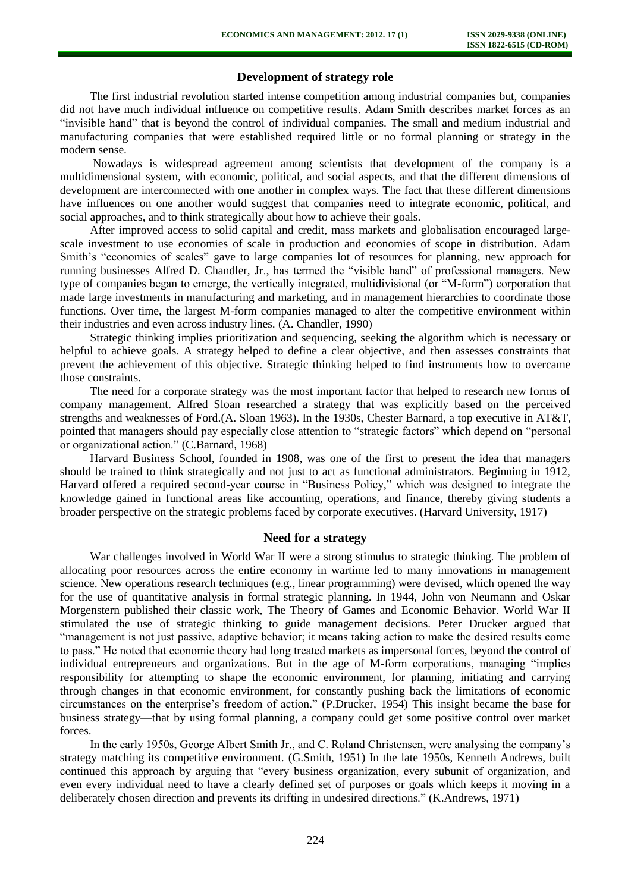## Development of strategy role

The first industrial revolution started intense competition among industrial companies but, companies did not have much individual influence on competitive results. Adam Smith describes market forces as an "invisible hand" that is beyond the control of individual companies. The small and medium industrial and manufacturing companies that were established required little or no formal planning or strategy in the modern sense.

Nowadays is widespread agreement among scientists that development of the company is a multidimensional system, with economic, political, and social aspects, and that the different dimensions of development are interconnected with one another in complex ways. The fact that these different dimensions have influences on one another would suggest that companies need to integrate economic, political, and social approaches, and to think strategically about how to achieve their goals.

After improved access to solid capital and credit, mass markets and globalisation encouraged large-scale investment to use economies of scale in production and economies of scope in distribution. Adam Smith's "economies of scales" gave to large companies lot of resources for planning, new approach for running businesses Alfred D. Chandler, Jr., has termed the "visible hand" of professional managers. New type of companies began to emerge, the vertically integrated, multidivisional (or "M-form") corporation that made large investments in manufacturing and marketing, and in management hierarchies to coordinate those functions. Over time, the largest M-form companies managed to alter the competitive environment within their industries and even across industry lines. (A. Chandler, 1990)

Strategic thinking implies prioritization and sequencing, seeking the algorithm which is necessary or helpful to achieve goals. A strategy helped to define a clear objective, and then assesses constraints that prevent the achievement of this objective. Strategic thinking helped to find instruments how to overcame those constraints.

The need for a corporate strategy was the most important factor that helped to research new forms of company management. Alfred Sloan researched a strategy that was explicitly based on the perceived strengths and weaknesses of Ford.(A. Sloan 1963). In the 1930s, Chester Barnard, a top executive in AT&T, pointed that managers should pay especially close attention to "strategic factors" which depend on "personal or organizational action." (C.Barnard, 1968)

Harvard Business School, founded in 1908, was one of the first to present the idea that managers should be trained to think strategically and not just to act as functional administrators. Beginning in 1912, Harvard offered a required second-year course in "Business Policy," which was designed to integrate the knowledge gained in functional areas like accounting, operations, and finance, thereby giving students a broader perspective on the strategic problems faced by corporate executives. (Harvard University, 1917)

## Need for a strategy

War challenges involved in World War II were a strong stimulus to strategic thinking. The problem of allocating poor resources across the entire economy in wartime led to many innovations in management science. New operations research techniques (e.g., linear programming) were devised, which opened the way for the use of quantitative analysis in formal strategic planning. In 1944, John von Neumann and Oskar Morgenstern published their classic work, The Theory of Games and Economic Behavior. World War II stimulated the use of strategic thinking to guide management decisions. Peter Drucker argued that "management is not just passive, adaptive behavior; it means taking action to make the desired results come to pass." He noted that economic theory had long treated markets as impersonal forces, beyond the control of individual entrepreneurs and organizations. But in the age of M-form corporations, managing "implies responsibility for attempting to shape the economic environment, for planning, initiating and carrying through changes in that economic environment, for constantly pushing back the limitations of economic circumstances on the enterprise's freedom of action." (P.Drucker, 1954) This insight became the base for business strategy—that by using formal planning, a company could get some positive control over market forces.

In the early 1950s, George Albert Smith Jr., and C. Roland Christensen, were analysing the company's strategy matching its competitive environment. (G.Smith, 1951) In the late 1950s, Kenneth Andrews, built continued this approach by arguing that "every business organization, every subunit of organization, and even every individual need to have a clearly defined set of purposes or goals which keeps it moving in a deliberately chosen direction and prevents its drifting in undesired directions." (K.Andrews, 1971)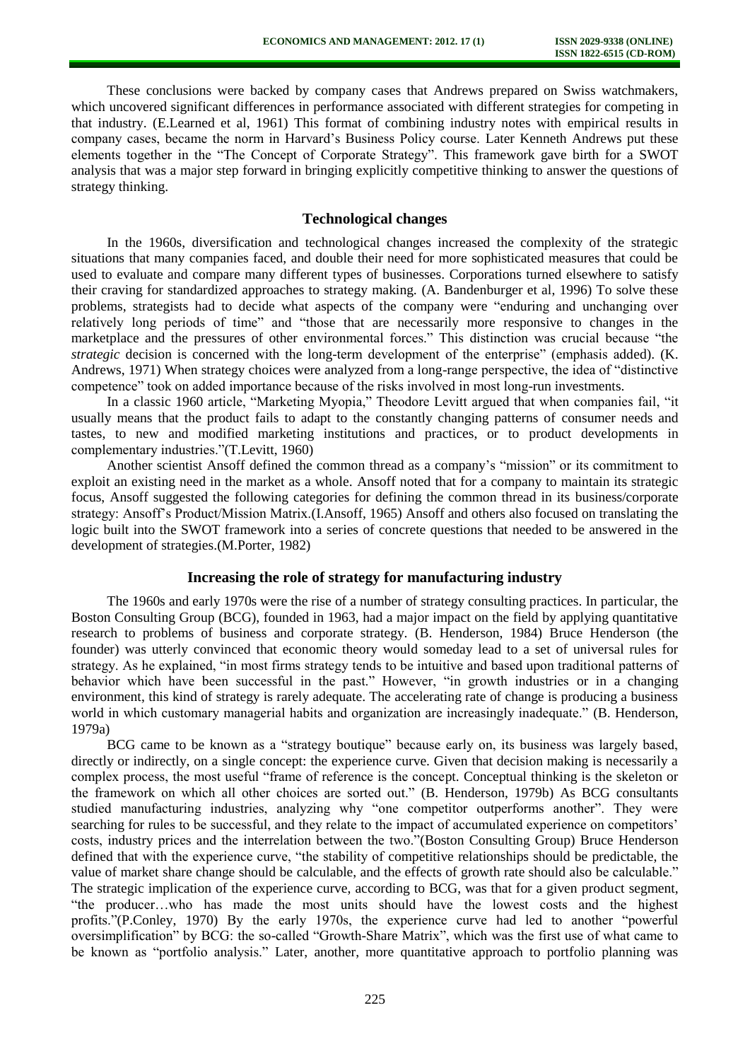These conclusions were backed by company cases that Andrews prepared on Swiss watchmakers, which uncovered significant differences in performance associated with different strategies for competing in that industry. (E.Learned et al, 1961) This format of combining industry notes with empirical results in company cases, became the norm in Harvard's Business Policy course. Later Kenneth Andrews put these elements together in the "The Concept of Corporate Strategy". This framework gave birth for a SWOT analysis that was a major step forward in bringing explicitly competitive thinking to answer the questions of strategy thinking.

## Technological changes

In the 1960s, diversification and technological changes increased the complexity of the strategic situations that many companies faced, and double their need for more sophisticated measures that could be used to evaluate and compare many different types of businesses. Corporations turned elsewhere to satisfy their craving for standardized approaches to strategy making. (A. Bandenburger et al, 1996) To solve these problems, strategists had to decide what aspects of the company were "enduring and unchanging over relatively long periods of time" and "those that are necessarily more responsive to changes in the marketplace and the pressures of other environmental forces." This distinction was crucial because "the *strategic* decision is concerned with the long-term development of the enterprise" (emphasis added). (K. Andrews, 1971) When strategy choices were analyzed from a long-range perspective, the idea of "distinctive competence" took on added importance because of the risks involved in most long-run investments.

In a classic 1960 article, "Marketing Myopia," Theodore Levitt argued that when companies fail, "it usually means that the product fails to adapt to the constantly changing patterns of consumer needs and tastes, to new and modified marketing institutions and practices, or to product developments in complementary industries."(T.Levitt, 1960)

Another scientist Ansoff defined the common thread as a company's "mission" or its commitment to exploit an existing need in the market as a whole. Ansoff noted that for a company to maintain its strategic focus, Ansoff suggested the following categories for defining the common thread in its business/corporate strategy: Ansoff's Product/Mission Matrix.(I.Ansoff, 1965) Ansoff and others also focused on translating the logic built into the SWOT framework into a series of concrete questions that needed to be answered in the development of strategies.(M.Porter, 1982)

## Increasing the role of strategy for manufacturing industry

The 1960s and early 1970s were the rise of a number of strategy consulting practices. In particular, the Boston Consulting Group (BCG), founded in 1963, had a major impact on the field by applying quantitative research to problems of business and corporate strategy. (B. Henderson, 1984) Bruce Henderson (the founder) was utterly convinced that economic theory would someday lead to a set of universal rules for strategy. As he explained, "in most firms strategy tends to be intuitive and based upon traditional patterns of behavior which have been successful in the past." However, "in growth industries or in a changing environment, this kind of strategy is rarely adequate. The accelerating rate of change is producing a business world in which customary managerial habits and organization are increasingly inadequate." (B. Henderson, 1979a)

BCG came to be known as a "strategy boutique" because early on, its business was largely based, directly or indirectly, on a single concept: the experience curve. Given that decision making is necessarily a complex process, the most useful "frame of reference is the concept. Conceptual thinking is the skeleton or the framework on which all other choices are sorted out." (B. Henderson, 1979b) As BCG consultants studied manufacturing industries, analyzing why "one competitor outperforms another". They were searching for rules to be successful, and they relate to the impact of accumulated experience on competitors' costs, industry prices and the interrelation between the two."(Boston Consulting Group) Bruce Henderson defined that with the experience curve, "the stability of competitive relationships should be predictable, the value of market share change should be calculable, and the effects of growth rate should also be calculable." The strategic implication of the experience curve, according to BCG, was that for a given product segment, "the producer…who has made the most units should have the lowest costs and the highest profits."(P.Conley, 1970) By the early 1970s, the experience curve had led to another "powerful oversimplification" by BCG: the so-called "Growth-Share Matrix", which was the first use of what came to be known as "portfolio analysis." Later, another, more quantitative approach to portfolio planning was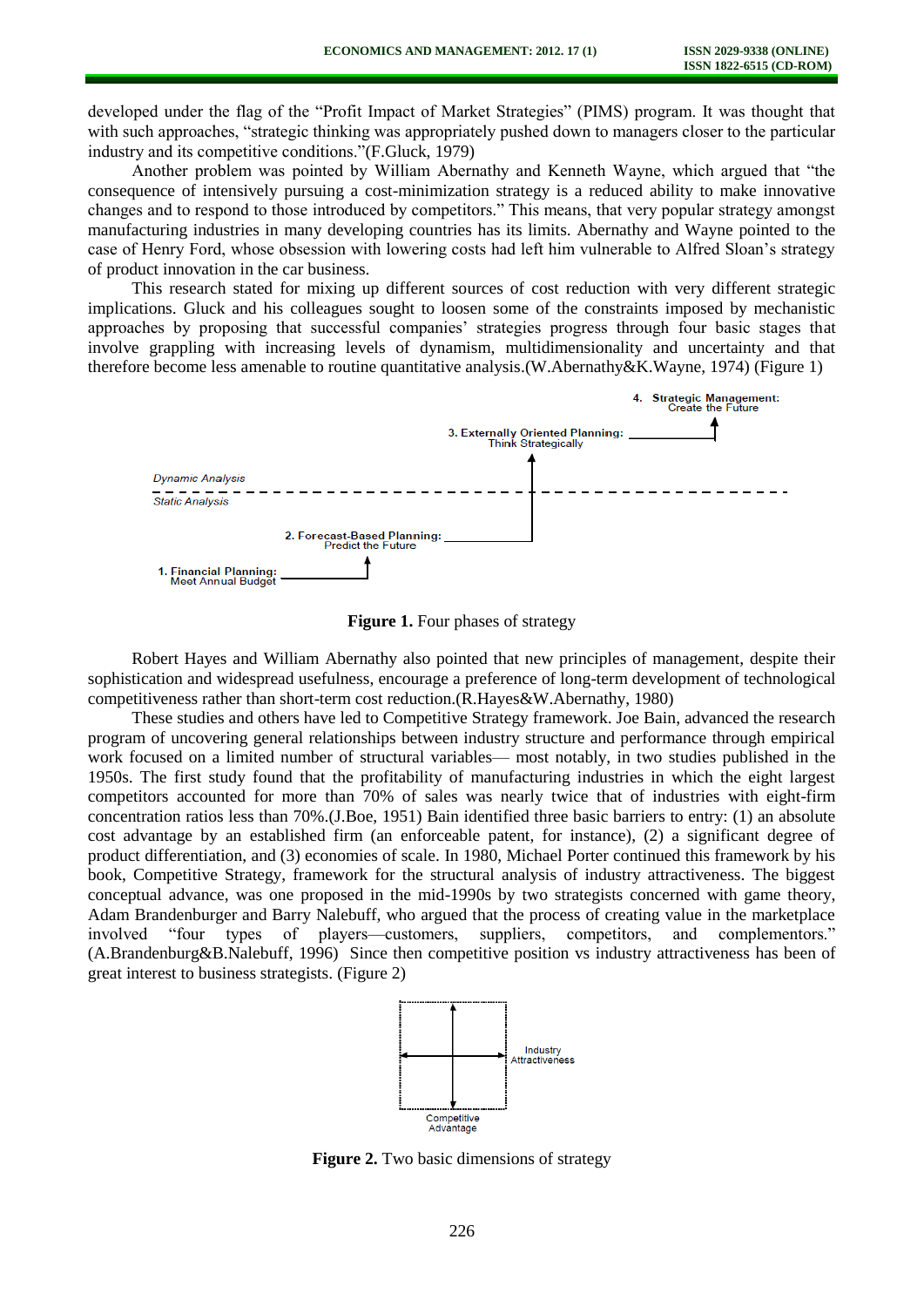developed under the flag of the "Profit Impact of Market Strategies" (PIMS) program. It was thought that with such approaches, "strategic thinking was appropriately pushed down to managers closer to the particular industry and its competitive conditions."(F.Gluck, 1979)

Another problem was pointed by William Abernathy and Kenneth Wayne, which argued that "the consequence of intensively pursuing a cost-minimization strategy is a reduced ability to make innovative changes and to respond to those introduced by competitors." This means, that very popular strategy amongst manufacturing industries in many developing countries has its limits. Abernathy and Wayne pointed to the case of Henry Ford, whose obsession with lowering costs had left him vulnerable to Alfred Sloan's strategy of product innovation in the car business.

This research stated for mixing up different sources of cost reduction with very different strategic implications. Gluck and his colleagues sought to loosen some of the constraints imposed by mechanistic approaches by proposing that successful companies' strategies progress through four basic stages that involve grappling with increasing levels of dynamism, multidimensionality and uncertainty and that therefore become less amenable to routine quantitative analysis.(W.Abernathy&K.Wayne, 1974) (Figure 1)

4. **Strategic Management:** Create the Future

3. **Externally Oriented Planning:** Think Strategically

*Dynamic Analysis*

*Static Analysis*

2. **Forecast-Based Planning:** Predict the Future

1. **Financial Planning:** Meet Annual Budget

**Figure 1.** Four phases of strategy

Robert Hayes and William Abernathy also pointed that new principles of management, despite their sophistication and widespread usefulness, encourage a preference of long-term development of technological competitiveness rather than short-term cost reduction.(R.Hayes&W.Abernathy, 1980)

These studies and others have led to Competitive Strategy framework. Joe Bain, advanced the research program of uncovering general relationships between industry structure and performance through empirical work focused on a limited number of structural variables— most notably, in two studies published in the 1950s. The first study found that the profitability of manufacturing industries in which the eight largest competitors accounted for more than 70% of sales was nearly twice that of industries with eight-firm concentration ratios less than 70%.(J.Boe, 1951) Bain identified three basic barriers to entry: (1) an absolute cost advantage by an established firm (an enforceable patent, for instance), (2) a significant degree of product differentiation, and (3) economies of scale. In 1980, Michael Porter continued this framework by his book, Competitive Strategy, framework for the structural analysis of industry attractiveness. The biggest conceptual advance, was one proposed in the mid-1990s by two strategists concerned with game theory, Adam Brandenburger and Barry Nalebuff, who argued that the process of creating value in the marketplace involved "four types of players—customers, suppliers, competitors, and complementors." (A.Brandenburg&B.Nalebuff, 1996) Since then competitive position vs industry attractiveness has been of great interest to business strategists. (Figure 2)

Industry Attractiveness

Competitive Advantage

**Figure 2.** Two basic dimensions of strategy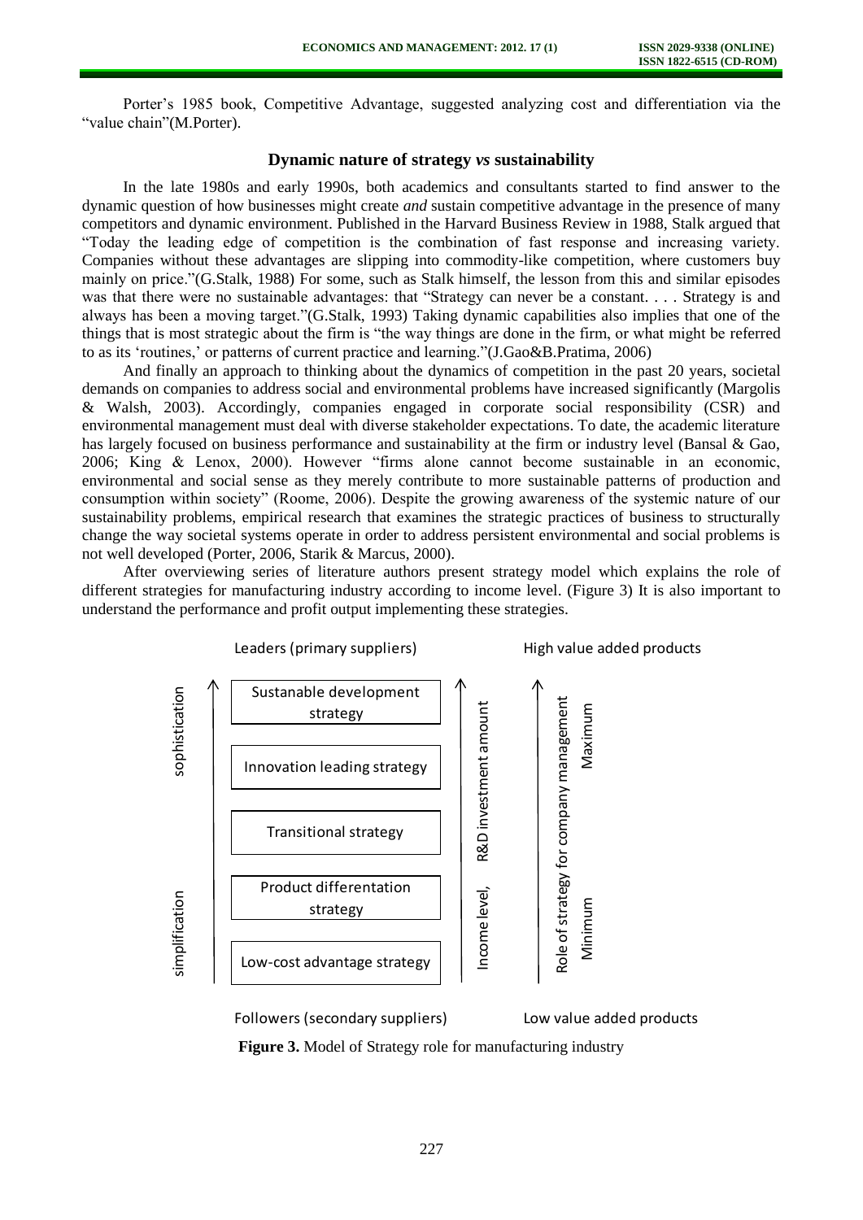Porter's 1985 book, Competitive Advantage, suggested analyzing cost and differentiation via the "value chain"(M.Porter).

### Dynamic nature of strategy *vs* sustainability

In the late 1980s and early 1990s, both academics and consultants started to find answer to the dynamic question of how businesses might create *and* sustain competitive advantage in the presence of many competitors and dynamic environment. Published in the Harvard Business Review in 1988, Stalk argued that "Today the leading edge of competition is the combination of fast response and increasing variety. Companies without these advantages are slipping into commodity-like competition, where customers buy mainly on price."(G.Stalk, 1988) For some, such as Stalk himself, the lesson from this and similar episodes was that there were no sustainable advantages: that "Strategy can never be a constant. . . . Strategy is and always has been a moving target."(G.Stalk, 1993) Taking dynamic capabilities also implies that one of the things that is most strategic about the firm is "the way things are done in the firm, or what might be referred to as its 'routines,' or patterns of current practice and learning."(J.Gao&B.Pratima, 2006)

And finally an approach to thinking about the dynamics of competition in the past 20 years, societal demands on companies to address social and environmental problems have increased significantly (Margolis & Walsh, 2003). Accordingly, companies engaged in corporate social responsibility (CSR) and environmental management must deal with diverse stakeholder expectations. To date, the academic literature has largely focused on business performance and sustainability at the firm or industry level (Bansal & Gao, 2006; King & Lenox, 2000). However "firms alone cannot become sustainable in an economic, environmental and social sense as they merely contribute to more sustainable patterns of production and consumption within society" (Roome, 2006). Despite the growing awareness of the systemic nature of our sustainability problems, empirical research that examines the strategic practices of business to structurally change the way societal systems operate in order to address persistent environmental and social problems is not well developed (Porter, 2006, Starik & Marcus, 2000).

After overviewing series of literature authors present strategy model which explains the role of different strategies for manufacturing industry according to income level. (Figure 3) It is also important to understand the performance and profit output implementing these strategies.

Leaders (primary suppliers) | High value added products

sophistication ↑ simplification

- Sustanable development strategy
- Innovation leading strategy
- Transitional strategy
- Product differentation strategy
- Low-cost advantage strategy

Income level, R&D investment amount ↑

Role of strategy for company management ↑ (Minimum → Maximum)

Followers (secondary suppliers) | Low value added products

**Figure 3.** Model of Strategy role for manufacturing industry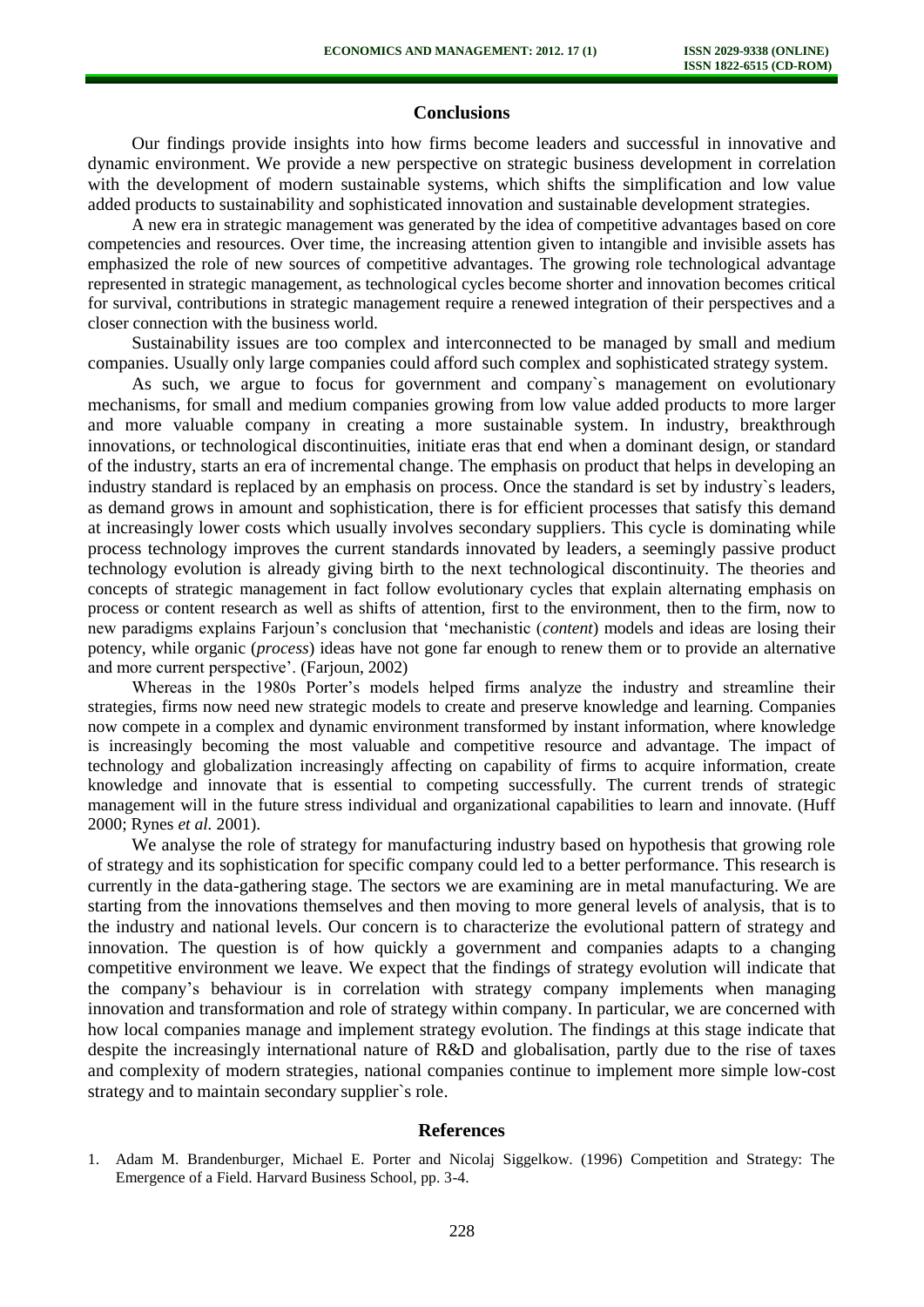## Conclusions

Our findings provide insights into how firms become leaders and successful in innovative and dynamic environment. We provide a new perspective on strategic business development in correlation with the development of modern sustainable systems, which shifts the simplification and low value added products to sustainability and sophisticated innovation and sustainable development strategies.

A new era in strategic management was generated by the idea of competitive advantages based on core competencies and resources. Over time, the increasing attention given to intangible and invisible assets has emphasized the role of new sources of competitive advantages. The growing role technological advantage represented in strategic management, as technological cycles become shorter and innovation becomes critical for survival, contributions in strategic management require a renewed integration of their perspectives and a closer connection with the business world.

Sustainability issues are too complex and interconnected to be managed by small and medium companies. Usually only large companies could afford such complex and sophisticated strategy system.

As such, we argue to focus for government and company`s management on evolutionary mechanisms, for small and medium companies growing from low value added products to more larger and more valuable company in creating a more sustainable system. In industry, breakthrough innovations, or technological discontinuities, initiate eras that end when a dominant design, or standard of the industry, starts an era of incremental change. The emphasis on product that helps in developing an industry standard is replaced by an emphasis on process. Once the standard is set by industry`s leaders, as demand grows in amount and sophistication, there is for efficient processes that satisfy this demand at increasingly lower costs which usually involves secondary suppliers. This cycle is dominating while process technology improves the current standards innovated by leaders, a seemingly passive product technology evolution is already giving birth to the next technological discontinuity. The theories and concepts of strategic management in fact follow evolutionary cycles that explain alternating emphasis on process or content research as well as shifts of attention, first to the environment, then to the firm, now to new paradigms explains Farjoun's conclusion that 'mechanistic (*content*) models and ideas are losing their potency, while organic (*process*) ideas have not gone far enough to renew them or to provide an alternative and more current perspective'. (Farjoun, 2002)

Whereas in the 1980s Porter's models helped firms analyze the industry and streamline their strategies, firms now need new strategic models to create and preserve knowledge and learning. Companies now compete in a complex and dynamic environment transformed by instant information, where knowledge is increasingly becoming the most valuable and competitive resource and advantage. The impact of technology and globalization increasingly affecting on capability of firms to acquire information, create knowledge and innovate that is essential to competing successfully. The current trends of strategic management will in the future stress individual and organizational capabilities to learn and innovate. (Huff 2000; Rynes *et al.* 2001).

We analyse the role of strategy for manufacturing industry based on hypothesis that growing role of strategy and its sophistication for specific company could led to a better performance. This research is currently in the data-gathering stage. The sectors we are examining are in metal manufacturing. We are starting from the innovations themselves and then moving to more general levels of analysis, that is to the industry and national levels. Our concern is to characterize the evolutional pattern of strategy and innovation. The question is of how quickly a government and companies adapts to a changing competitive environment we leave. We expect that the findings of strategy evolution will indicate that the company's behaviour is in correlation with strategy company implements when managing innovation and transformation and role of strategy within company. In particular, we are concerned with how local companies manage and implement strategy evolution. The findings at this stage indicate that despite the increasingly international nature of R&D and globalisation, partly due to the rise of taxes and complexity of modern strategies, national companies continue to implement more simple low-cost strategy and to maintain secondary supplier`s role.

## References

1. Adam M. Brandenburger, Michael E. Porter and Nicolaj Siggelkow. (1996) Competition and Strategy: The Emergence of a Field. Harvard Business School, pp. 3-4.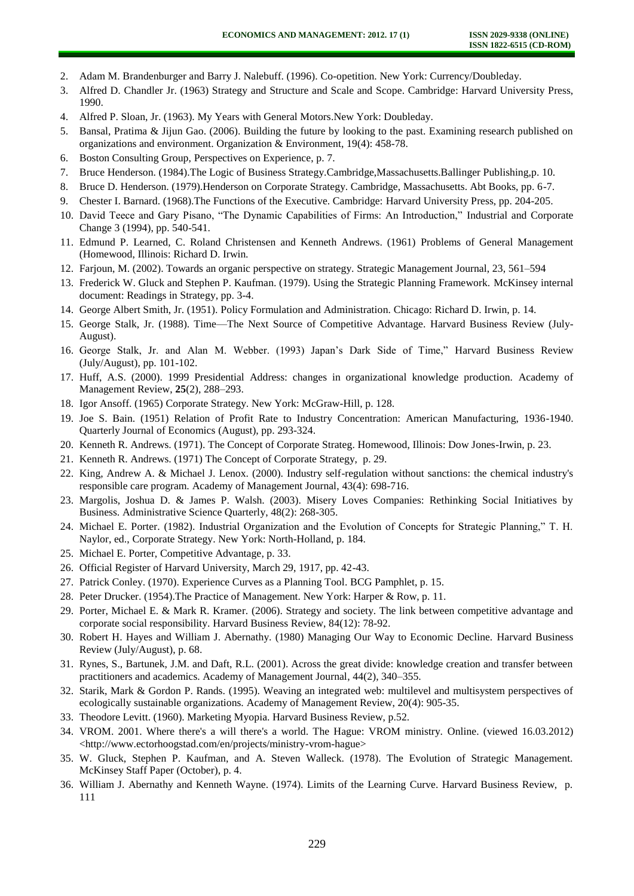2. Adam M. Brandenburger and Barry J. Nalebuff. (1996). Co-opetition. New York: Currency/Doubleday.
3. Alfred D. Chandler Jr. (1963) Strategy and Structure and Scale and Scope. Cambridge: Harvard University Press, 1990.
4. Alfred P. Sloan, Jr. (1963). My Years with General Motors.New York: Doubleday.
5. Bansal, Pratima & Jijun Gao. (2006). Building the future by looking to the past. Examining research published on organizations and environment. Organization & Environment, 19(4): 458-78.
6. Boston Consulting Group, Perspectives on Experience, p. 7.
7. Bruce Henderson. (1984).The Logic of Business Strategy.Cambridge,Massachusetts.Ballinger Publishing,p. 10.
8. Bruce D. Henderson. (1979).Henderson on Corporate Strategy. Cambridge, Massachusetts. Abt Books, pp. 6-7.
9. Chester I. Barnard. (1968).The Functions of the Executive. Cambridge: Harvard University Press, pp. 204-205.
10. David Teece and Gary Pisano, "The Dynamic Capabilities of Firms: An Introduction," Industrial and Corporate Change 3 (1994), pp. 540-541.
11. Edmund P. Learned, C. Roland Christensen and Kenneth Andrews. (1961) Problems of General Management (Homewood, Illinois: Richard D. Irwin.
12. Farjoun, M. (2002). Towards an organic perspective on strategy. Strategic Management Journal, 23, 561–594
13. Frederick W. Gluck and Stephen P. Kaufman. (1979). Using the Strategic Planning Framework. McKinsey internal document: Readings in Strategy, pp. 3-4.
14. George Albert Smith, Jr. (1951). Policy Formulation and Administration. Chicago: Richard D. Irwin, p. 14.
15. George Stalk, Jr. (1988). Time—The Next Source of Competitive Advantage. Harvard Business Review (July-August).
16. George Stalk, Jr. and Alan M. Webber. (1993) Japan's Dark Side of Time," Harvard Business Review (July/August), pp. 101-102.
17. Huff, A.S. (2000). 1999 Presidential Address: changes in organizational knowledge production. Academy of Management Review, **25**(2), 288–293.
18. Igor Ansoff. (1965) Corporate Strategy. New York: McGraw-Hill, p. 128.
19. Joe S. Bain. (1951) Relation of Profit Rate to Industry Concentration: American Manufacturing, 1936-1940. Quarterly Journal of Economics (August), pp. 293-324.
20. Kenneth R. Andrews. (1971). The Concept of Corporate Strateg. Homewood, Illinois: Dow Jones-Irwin, p. 23.
21. Kenneth R. Andrews. (1971) The Concept of Corporate Strategy, p. 29.
22. King, Andrew A. & Michael J. Lenox. (2000). Industry self-regulation without sanctions: the chemical industry's responsible care program. Academy of Management Journal, 43(4): 698-716.
23. Margolis, Joshua D. & James P. Walsh. (2003). Misery Loves Companies: Rethinking Social Initiatives by Business. Administrative Science Quarterly, 48(2): 268-305.
24. Michael E. Porter. (1982). Industrial Organization and the Evolution of Concepts for Strategic Planning," T. H. Naylor, ed., Corporate Strategy. New York: North-Holland, p. 184.
25. Michael E. Porter, Competitive Advantage, p. 33.
26. Official Register of Harvard University, March 29, 1917, pp. 42-43.
27. Patrick Conley. (1970). Experience Curves as a Planning Tool. BCG Pamphlet, p. 15.
28. Peter Drucker. (1954).The Practice of Management. New York: Harper & Row, p. 11.
29. Porter, Michael E. & Mark R. Kramer. (2006). Strategy and society. The link between competitive advantage and corporate social responsibility. Harvard Business Review, 84(12): 78-92.
30. Robert H. Hayes and William J. Abernathy. (1980) Managing Our Way to Economic Decline. Harvard Business Review (July/August), p. 68.
31. Rynes, S., Bartunek, J.M. and Daft, R.L. (2001). Across the great divide: knowledge creation and transfer between practitioners and academics. Academy of Management Journal, 44(2), 340–355.
32. Starik, Mark & Gordon P. Rands. (1995). Weaving an integrated web: multilevel and multisystem perspectives of ecologically sustainable organizations. Academy of Management Review, 20(4): 905-35.
33. Theodore Levitt. (1960). Marketing Myopia. Harvard Business Review, p.52.
34. VROM. 2001. Where there's a will there's a world. The Hague: VROM ministry. Online. (viewed 16.03.2012) <http://www.ectorhoogstad.com/en/projects/ministry-vrom-hague>
35. W. Gluck, Stephen P. Kaufman, and A. Steven Walleck. (1978). The Evolution of Strategic Management. McKinsey Staff Paper (October), p. 4.
36. William J. Abernathy and Kenneth Wayne. (1974). Limits of the Learning Curve. Harvard Business Review, p. 111